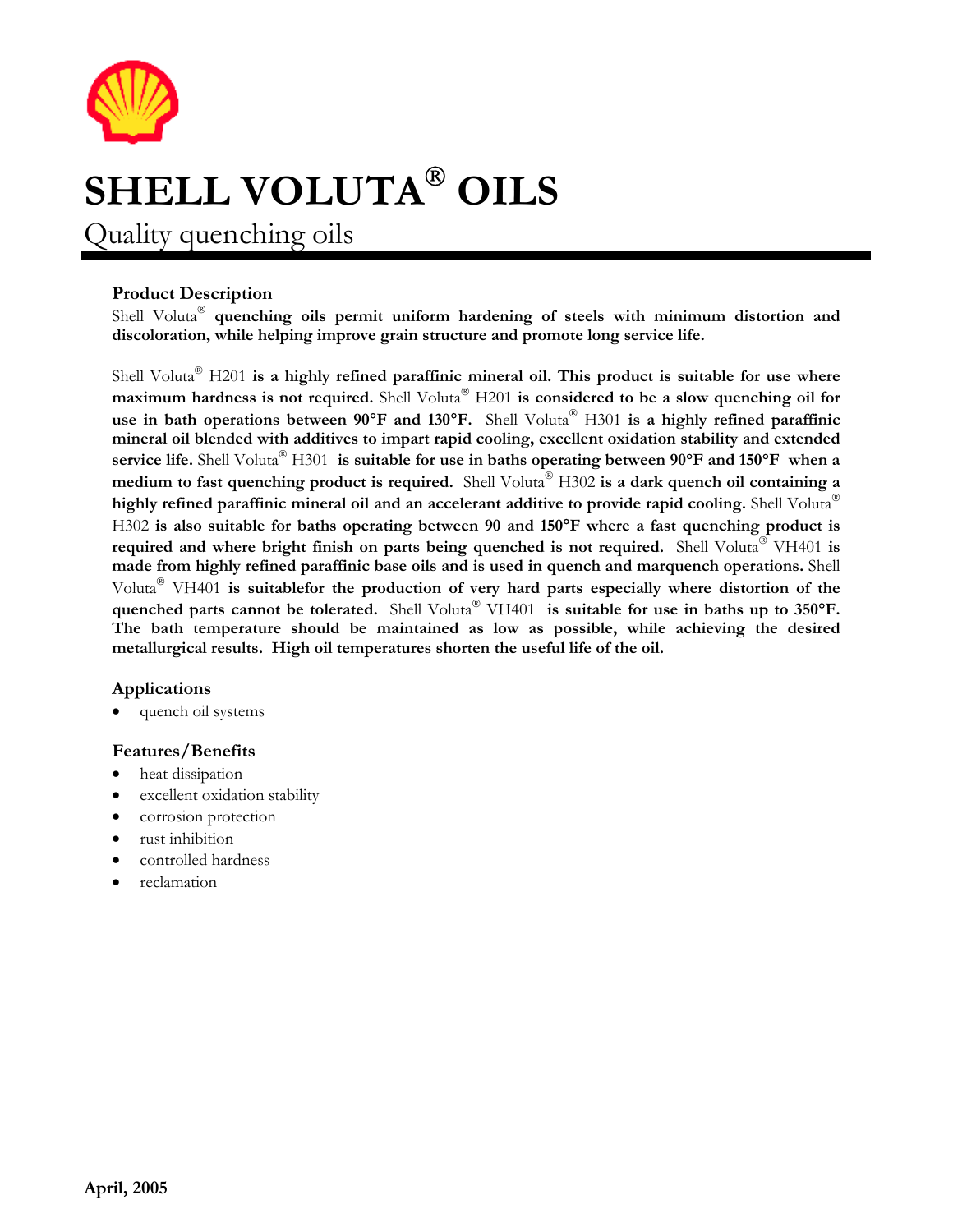# SHELL VOLUTA® OILS

## Quality quenching oils

### Product Description

Shell Voluta® **quenching oils permit uniform hardening of steels with minimum distortion and discoloration, while helping improve grain structure and promote long service life.**

Shell Voluta® H201 **is a highly refined paraffinic mineral oil. This product is suitable for use where maximum hardness is not required.** Shell Voluta® H201 **is considered to be a slow quenching oil for use in bath operations between 90°F and 130°F.** Shell Voluta® H301 **is a highly refined paraffinic mineral oil blended with additives to impart rapid cooling, excellent oxidation stability and extended service life.** Shell Voluta® H301 **is suitable for use in baths operating between 90°F and 150°F when a medium to fast quenching product is required.** Shell Voluta® H302 **is a dark quench oil containing a highly refined paraffinic mineral oil and an accelerant additive to provide rapid cooling.** Shell Voluta® H302 **is also suitable for baths operating between 90 and 150°F where a fast quenching product is required and where bright finish on parts being quenched is not required.** Shell Voluta® VH401 **is made from highly refined paraffinic base oils and is used in quench and marquench operations.** Shell Voluta® VH401 **is suitablefor the production of very hard parts especially where distortion of the quenched parts cannot be tolerated.** Shell Voluta® VH401 **is suitable for use in baths up to 350°F. The bath temperature should be maintained as low as possible, while achieving the desired metallurgical results. High oil temperatures shorten the useful life of the oil.**

### Applications

- quench oil systems

### Features/Benefits

- heat dissipation
- excellent oxidation stability
- corrosion protection
- rust inhibition
- controlled hardness
- reclamation

**April, 2005**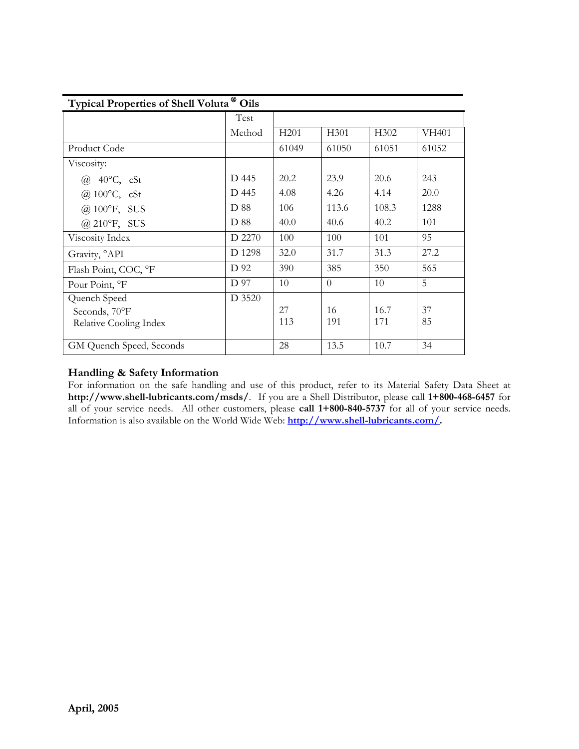**Typical Properties of Shell Voluta® Oils**

| | Test Method | H201 | H301 | H302 | VH401 |
|---|---|---|---|---|---|
| Product Code | | 61049 | 61050 | 61051 | 61052 |
| Viscosity: | | | | | |
| @ 40°C, cSt | D 445 | 20.2 | 23.9 | 20.6 | 243 |
| @ 100°C, cSt | D 445 | 4.08 | 4.26 | 4.14 | 20.0 |
| @ 100°F, SUS | D 88 | 106 | 113.6 | 108.3 | 1288 |
| @ 210°F, SUS | D 88 | 40.0 | 40.6 | 40.2 | 101 |
| Viscosity Index | D 2270 | 100 | 100 | 101 | 95 |
| Gravity, °API | D 1298 | 32.0 | 31.7 | 31.3 | 27.2 |
| Flash Point, COC, °F | D 92 | 390 | 385 | 350 | 565 |
| Pour Point, °F | D 97 | 10 | 0 | 10 | 5 |
| Quench Speed | D 3520 | | | | |
| Seconds, 70°F | | 27 | 16 | 16.7 | 37 |
| Relative Cooling Index | | 113 | 191 | 171 | 85 |
| GM Quench Speed, Seconds | | 28 | 13.5 | 10.7 | 34 |

## Handling & Safety Information

For information on the safe handling and use of this product, refer to its Material Safety Data Sheet at **http://www.shell-lubricants.com/msds/**. If you are a Shell Distributor, please call **1+800-468-6457** for all of your service needs. All other customers, please **call 1+800-840-5737** for all of your service needs. Information is also available on the World Wide Web: **http://www.shell-lubricants.com/.**

**April, 2005**